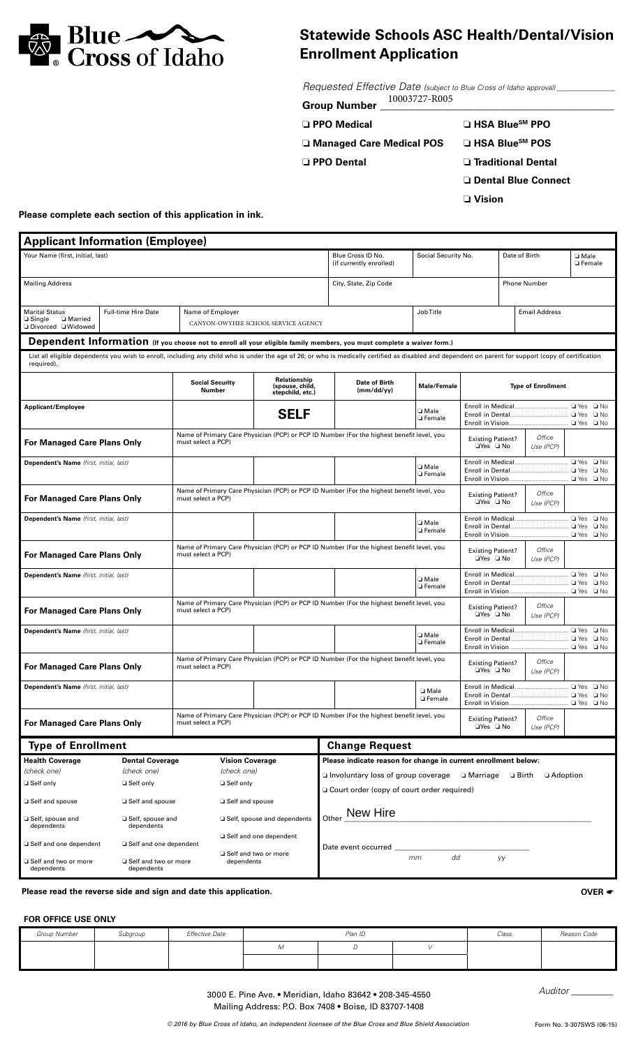# Blue Cross of Idaho

## Statewide Schools ASC Health/Dental/Vision Enrollment Application

*Requested Effective Date (subject to Blue Cross of Idaho approval)* ____________

**Group Number** 10003727-R005

- ❑ **PPO Medical**
- ❑ **Managed Care Medical POS**
- ❑ **PPO Dental**
- ❑ **HSA Blue℠ PPO**
- ❑ **HSA Blue℠ POS**
- ❑ **Traditional Dental**
- ❑ **Dental Blue Connect**
- ❑ **Vision**

**Please complete each section of this application in ink.**

## Applicant Information (Employee)

| Your Name (first, initial, last) | | Blue Cross ID No. (if currently enrolled) | Social Security No. | Date of Birth | ❑ Male ❑ Female |
|---|---|---|---|---|---|
| **Mailing Address** | | **City, State, Zip Code** | | **Phone Number** | |
| **Marital Status** ❑ Single ❑ Married ❑ Divorced ❑ Widowed | **Full-time Hire Date** | **Name of Employer** CANYON-OWYHEE SCHOOL SERVICE AGENCY | **Job Title** | **Email Address** | |

### Dependent Information (If you choose not to enroll all your eligible family members, you must complete a waiver form.)

List all eligible dependents you wish to enroll, including any child who is under the age of 26; or who is medically certified as disabled and dependent on parent for support (copy of certification required).

| | Social Security Number | Relationship (spouse, child, stepchild, etc.) | Date of Birth (mm/dd/yy) | Male/Female | Type of Enrollment |
|---|---|---|---|---|---|
| **Applicant/Employee** | | **SELF** | | ❑ Male ❑ Female | Enroll in Medical ❑ Yes ❑ No; Enroll in Dental ❑ Yes ❑ No; Enroll in Vision ❑ Yes ❑ No |
| **For Managed Care Plans Only** | Name of Primary Care Physician (PCP) or PCP ID Number (For the highest benefit level, you must select a PCP) | | | Existing Patient? ❑Yes ❑ No | *Office Use (PCP)* |
| **Dependent's Name** *(first, initial, last)* | | | | ❑ Male ❑ Female | Enroll in Medical ❑ Yes ❑ No; Enroll in Dental ❑ Yes ❑ No; Enroll in Vision ❑ Yes ❑ No |
| **For Managed Care Plans Only** | Name of Primary Care Physician (PCP) or PCP ID Number (For the highest benefit level, you must select a PCP) | | | Existing Patient? ❑Yes ❑ No | *Office Use (PCP)* |
| **Dependent's Name** *(first, initial, last)* | | | | ❑ Male ❑ Female | Enroll in Medical ❑ Yes ❑ No; Enroll in Dental ❑ Yes ❑ No; Enroll in Vision ❑ Yes ❑ No |
| **For Managed Care Plans Only** | Name of Primary Care Physician (PCP) or PCP ID Number (For the highest benefit level, you must select a PCP) | | | Existing Patient? ❑Yes ❑ No | *Office Use (PCP)* |
| **Dependent's Name** *(first, initial, last)* | | | | ❑ Male ❑ Female | Enroll in Medical ❑ Yes ❑ No; Enroll in Dental ❑ Yes ❑ No; Enroll in Vision ❑ Yes ❑ No |
| **For Managed Care Plans Only** | Name of Primary Care Physician (PCP) or PCP ID Number (For the highest benefit level, you must select a PCP) | | | Existing Patient? ❑Yes ❑ No | *Office Use (PCP)* |
| **Dependent's Name** *(first, initial, last)* | | | | ❑ Male ❑ Female | Enroll in Medical ❑ Yes ❑ No; Enroll in Dental ❑ Yes ❑ No; Enroll in Vision ❑ Yes ❑ No |
| **For Managed Care Plans Only** | Name of Primary Care Physician (PCP) or PCP ID Number (For the highest benefit level, you must select a PCP) | | | Existing Patient? ❑Yes ❑ No | *Office Use (PCP)* |
| **Dependent's Name** *(first, initial, last)* | | | | ❑ Male ❑ Female | Enroll in Medical ❑ Yes ❑ No; Enroll in Dental ❑ Yes ❑ No; Enroll in Vision ❑ Yes ❑ No |
| **For Managed Care Plans Only** | Name of Primary Care Physician (PCP) or PCP ID Number (For the highest benefit level, you must select a PCP) | | | Existing Patient? ❑Yes ❑ No | *Office Use (PCP)* |

## Type of Enrollment

| Health Coverage *(check one)* | Dental Coverage *(check one)* | Vision Coverage *(check one)* |
|---|---|---|
| ❑ Self only | ❑ Self only | ❑ Self only |
| ❑ Self and spouse | ❑ Self and spouse | ❑ Self and spouse |
| ❑ Self, spouse and dependents | ❑ Self, spouse and dependents | ❑ Self, spouse and dependents |
| ❑ Self and one dependent | ❑ Self and one dependent | ❑ Self and one dependent |
| ❑ Self and two or more dependents | ❑ Self and two or more dependents | ❑ Self and two or more dependents |

## Change Request

**Please indicate reason for change in current enrollment below:**

❑ Involuntary loss of group coverage ❑ Marriage ❑ Birth ❑ Adoption

❑ Court order (copy of court order required)

Other New Hire

Date event occurred ____________ mm dd yy

**Please read the reverse side and sign and date this application.** **OVER**

### FOR OFFICE USE ONLY

| Group Number | Subgroup | Effective Date | Plan ID | | | Class | Reason Code |
|---|---|---|---|---|---|---|---|
| | | | M | D | V | | |
| | | | | | | | |

3000 E. Pine Ave. • Meridian, Idaho 83642 • 208-345-4550
Mailing Address: P.O. Box 7408 • Boise, ID 83707-1408

*Auditor* ________

*© 2016 by Blue Cross of Idaho, an independent licensee of the Blue Cross and Blue Shield Association*

Form No. 3-307SWS (06-15)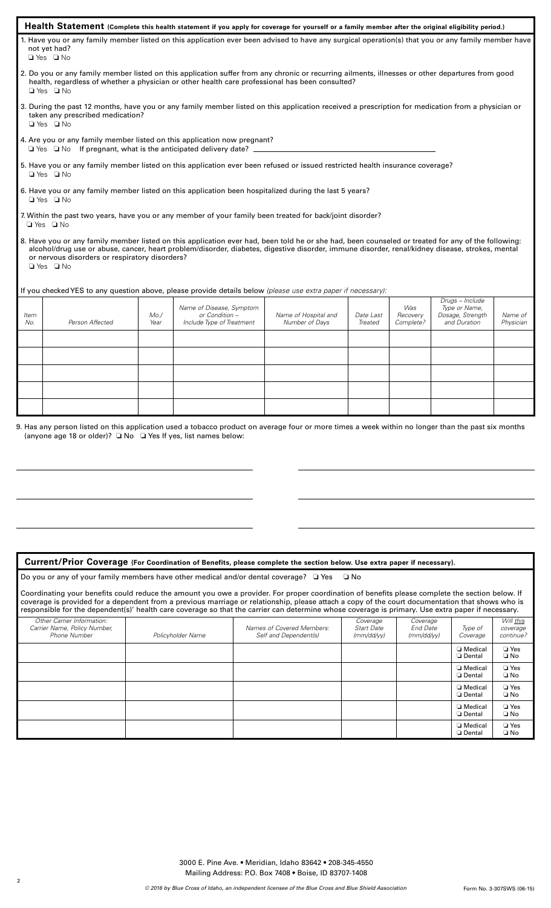## Health Statement (Complete this health statement if you apply for coverage for yourself or a family member after the original eligibility period.)

1. Have you or any family member listed on this application ever been advised to have any surgical operation(s) that you or any family member have not yet had?
❏ Yes ❏ No

2. Do you or any family member listed on this application suffer from any chronic or recurring ailments, illnesses or other departures from good health, regardless of whether a physician or other health care professional has been consulted?
❏ Yes ❏ No

3. During the past 12 months, have you or any family member listed on this application received a prescription for medication from a physician or taken any prescribed medication?
❏ Yes ❏ No

4. Are you or any family member listed on this application now pregnant?
❏ Yes ❏ No If pregnant, what is the anticipated delivery date? ______________________

5. Have you or any family member listed on this application ever been refused or issued restricted health insurance coverage?
❏ Yes ❏ No

6. Have you or any family member listed on this application been hospitalized during the last 5 years?
❏ Yes ❏ No

7. Within the past two years, have you or any member of your family been treated for back/joint disorder?
❏ Yes ❏ No

8. Have you or any family member listed on this application ever had, been told he or she had, been counseled or treated for any of the following: alcohol/drug use or abuse, cancer, heart problem/disorder, diabetes, digestive disorder, immune disorder, renal/kidney disease, strokes, mental or nervous disorders or respiratory disorders?
❏ Yes ❏ No

If you checked YES to any question above, please provide details below *(please use extra paper if necessary)*:

| *Item No.* | *Person Affected* | *Mo./ Year* | *Name of Disease, Symptom or Condition – Include Type of Treatment* | *Name of Hospital and Number of Days* | *Date Last Treated* | *Was Recovery Complete?* | *Drugs – Include Type or Name, Dosage, Strength and Duration* | *Name of Physician* |
|---|---|---|---|---|---|---|---|---|
| | | | | | | | | |
| | | | | | | | | |
| | | | | | | | | |
| | | | | | | | | |
| | | | | | | | | |

9. Has any person listed on this application used a tobacco product on average four or more times a week within no longer than the past six months (anyone age 18 or older)? ❏ No ❏ Yes If yes, list names below:

______________________ ______________________

______________________ ______________________

______________________ ______________________

## Current/Prior Coverage (For Coordination of Benefits, please complete the section below. Use extra paper if necessary).

Do you or any of your family members have other medical and/or dental coverage? ❏ Yes ❏ No

Coordinating your benefits could reduce the amount you owe a provider. For proper coordination of benefits please complete the section below. If coverage is provided for a dependent from a previous marriage or relationship, please attach a copy of the court documentation that shows who is responsible for the dependent(s)' health care coverage so that the carrier can determine whose coverage is primary. Use extra paper if necessary.

| *Other Carrier Information: Carrier Name, Policy Number, Phone Number* | *Policyholder Name* | *Names of Covered Members: Self and Dependent(s)* | *Coverage Start Date (mm/dd/yy)* | *Coverage End Date (mm/dd/yy)* | *Type of Coverage* | *Will this coverage continue?* |
|---|---|---|---|---|---|---|
| | | | | | ❏ Medical ❏ Dental | ❏ Yes ❏ No |
| | | | | | ❏ Medical ❏ Dental | ❏ Yes ❏ No |
| | | | | | ❏ Medical ❏ Dental | ❏ Yes ❏ No |
| | | | | | ❏ Medical ❏ Dental | ❏ Yes ❏ No |
| | | | | | ❏ Medical ❏ Dental | ❏ Yes ❏ No |

3000 E. Pine Ave. • Meridian, Idaho 83642 • 208-345-4550
Mailing Address: P.O. Box 7408 • Boise, ID 83707-1408

*© 2016 by Blue Cross of Idaho, an independent licensee of the Blue Cross and Blue Shield Association* Form No. 3-307SWS (06-15)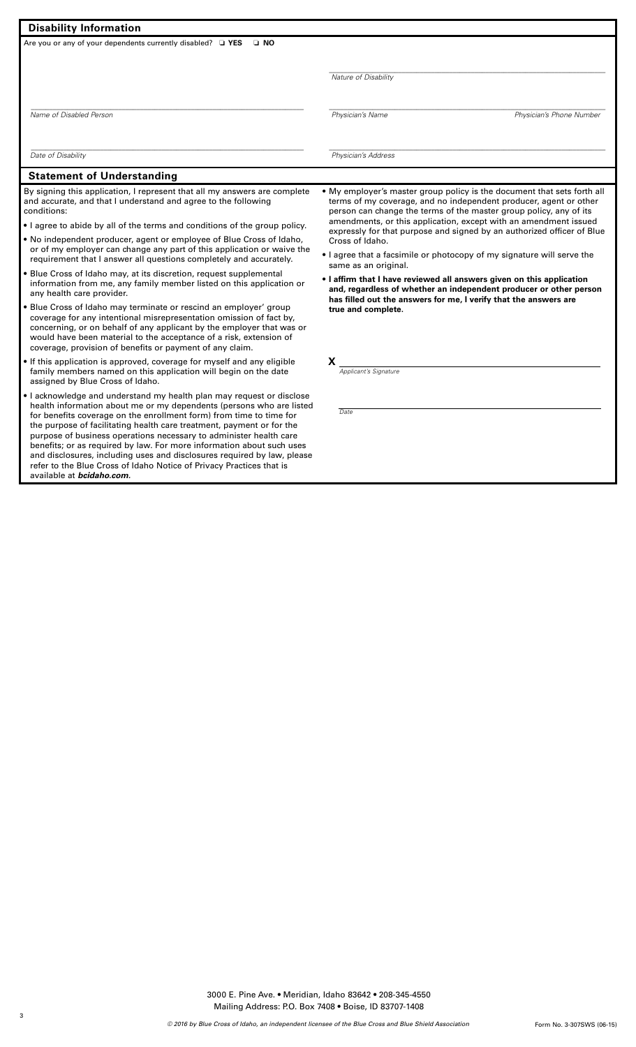## Disability Information

Are you or any of your dependents currently disabled? ❑ **YES** ❑ **NO**

*Nature of Disability*

*Name of Disabled Person*

*Physician's Name* *Physician's Phone Number*

*Date of Disability*

*Physician's Address*

## Statement of Understanding

By signing this application, I represent that all my answers are complete and accurate, and that I understand and agree to the following conditions:

- I agree to abide by all of the terms and conditions of the group policy.
- No independent producer, agent or employee of Blue Cross of Idaho, or of my employer can change any part of this application or waive the requirement that I answer all questions completely and accurately.
- Blue Cross of Idaho may, at its discretion, request supplemental information from me, any family member listed on this application or any health care provider.
- Blue Cross of Idaho may terminate or rescind an employer' group coverage for any intentional misrepresentation omission of fact by, concerning, or on behalf of any applicant by the employer that was or would have been material to the acceptance of a risk, extension of coverage, provision of benefits or payment of any claim.
- If this application is approved, coverage for myself and any eligible family members named on this application will begin on the date assigned by Blue Cross of Idaho.
- I acknowledge and understand my health plan may request or disclose health information about me or my dependents (persons who are listed for benefits coverage on the enrollment form) from time to time for the purpose of facilitating health care treatment, payment or for the purpose of business operations necessary to administer health care benefits; or as required by law. For more information about such uses and disclosures, including uses and disclosures required by law, please refer to the Blue Cross of Idaho Notice of Privacy Practices that is available at ***bcidaho.com.***
- My employer's master group policy is the document that sets forth all terms of my coverage, and no independent producer, agent or other person can change the terms of the master group policy, any of its amendments, or this application, except with an amendment issued expressly for that purpose and signed by an authorized officer of Blue Cross of Idaho.
- I agree that a facsimile or photocopy of my signature will serve the same as an original.
- **I affirm that I have reviewed all answers given on this application and, regardless of whether an independent producer or other person has filled out the answers for me, I verify that the answers are true and complete.**

**X** ______________________________

*Applicant's Signature*

______________________________

*Date*

3000 E. Pine Ave. • Meridian, Idaho 83642 • 208-345-4550
Mailing Address: P.O. Box 7408 • Boise, ID 83707-1408

*© 2016 by Blue Cross of Idaho, an independent licensee of the Blue Cross and Blue Shield Association*

Form No. 3-307SWS (06-15)